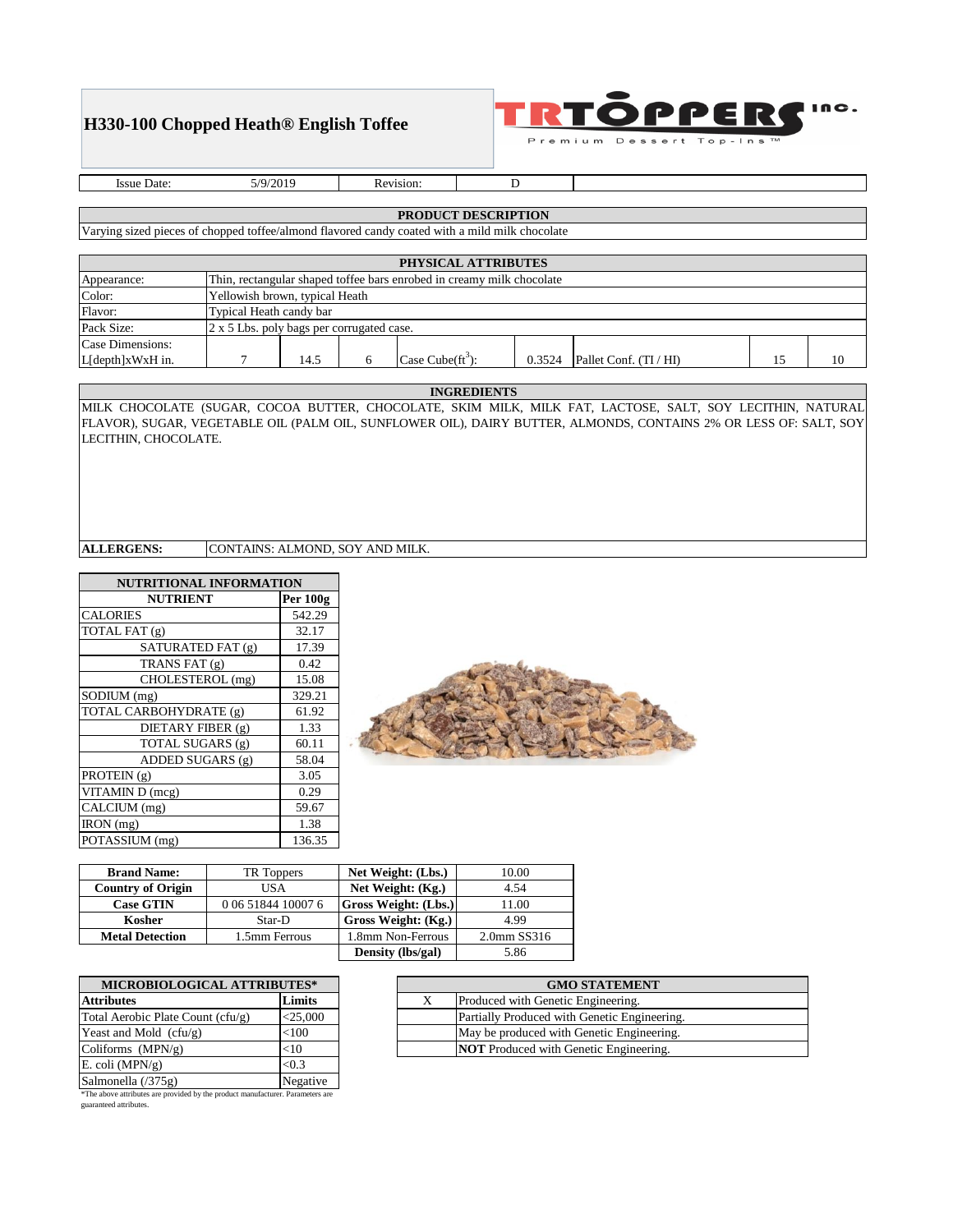# H330-100 Chopped Heath® English Toffee

TRTOPPERS Inc. — Premium Dessert Top-Ins ™

| Issue Date: | 5/9/2019 | Revision: | D |
|---|---|---|---|

## PRODUCT DESCRIPTION

Varying sized pieces of chopped toffee/almond flavored candy coated with a mild milk chocolate

## PHYSICAL ATTRIBUTES

| Attribute | Value | | | | | | | |
|---|---|---|---|---|---|---|---|---|
| Appearance: | Thin, rectangular shaped toffee bars enrobed in creamy milk chocolate | | | | | | | |
| Color: | Yellowish brown, typical Heath | | | | | | | |
| Flavor: | Typical Heath candy bar | | | | | | | |
| Pack Size: | 2 x 5 Lbs. poly bags per corrugated case. | | | | | | | |
| Case Dimensions: L[depth]xWxH in. | 7 | 14.5 | 6 | Case Cube(ft$^3$): | 0.3524 | Pallet Conf. (TI / HI) | 15 | 10 |

## INGREDIENTS

MILK CHOCOLATE (SUGAR, COCOA BUTTER, CHOCOLATE, SKIM MILK, MILK FAT, LACTOSE, SALT, SOY LECITHIN, NATURAL FLAVOR), SUGAR, VEGETABLE OIL (PALM OIL, SUNFLOWER OIL), DAIRY BUTTER, ALMONDS, CONTAINS 2% OR LESS OF: SALT, SOY LECITHIN, CHOCOLATE.

**ALLERGENS:** CONTAINS: ALMOND, SOY AND MILK.

## NUTRITIONAL INFORMATION

| NUTRIENT | Per 100g |
|---|---|
| CALORIES | 542.29 |
| TOTAL FAT (g) | 32.17 |
| SATURATED FAT (g) | 17.39 |
| TRANS FAT (g) | 0.42 |
| CHOLESTEROL (mg) | 15.08 |
| SODIUM (mg) | 329.21 |
| TOTAL CARBOHYDRATE (g) | 61.92 |
| DIETARY FIBER (g) | 1.33 |
| TOTAL SUGARS (g) | 60.11 |
| ADDED SUGARS (g) | 58.04 |
| PROTEIN (g) | 3.05 |
| VITAMIN D (mcg) | 0.29 |
| CALCIUM (mg) | 59.67 |
| IRON (mg) | 1.38 |
| POTASSIUM (mg) | 136.35 |

| Brand Name: | TR Toppers | Net Weight: (Lbs.) | 10.00 |
|---|---|---|---|
| Country of Origin | USA | Net Weight: (Kg.) | 4.54 |
| Case GTIN | 0 06 51844 10007 6 | Gross Weight: (Lbs.) | 11.00 |
| Kosher | Star-D | Gross Weight: (Kg.) | 4.99 |
| Metal Detection | 1.5mm Ferrous | 1.8mm Non-Ferrous | 2.0mm SS316 |
| | | Density (lbs/gal) | 5.86 |

## MICROBIOLOGICAL ATTRIBUTES*

| Attributes | Limits |
|---|---|
| Total Aerobic Plate Count (cfu/g) | <25,000 |
| Yeast and Mold (cfu/g) | <100 |
| Coliforms (MPN/g) | <10 |
| E. coli (MPN/g) | <0.3 |
| Salmonella (/375g) | Negative |

*The above attributes are provided by the product manufacturer. Parameters are guaranteed attributes.

## GMO STATEMENT

| | |
|---|---|
| X | Produced with Genetic Engineering. |
| | Partially Produced with Genetic Engineering. |
| | May be produced with Genetic Engineering. |
| | **NOT** Produced with Genetic Engineering. |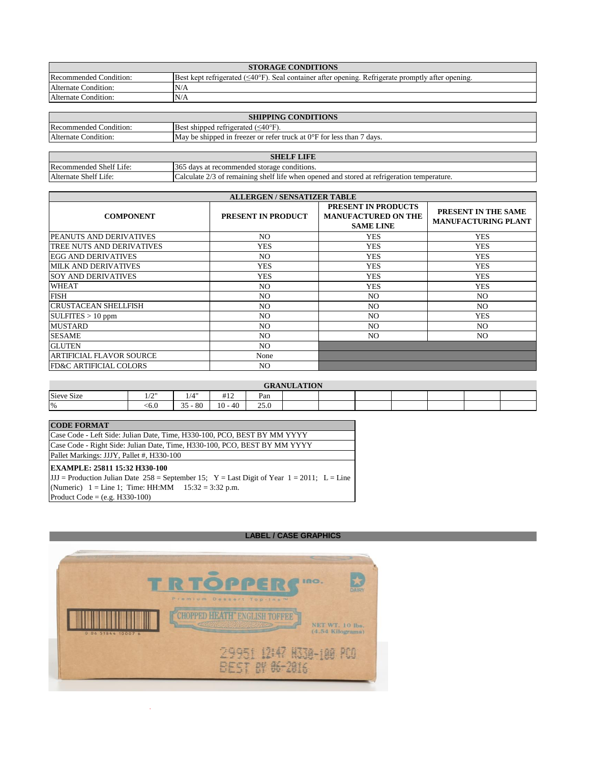| STORAGE CONDITIONS | |
|---|---|
| Recommended Condition: | Best kept refrigerated (≤40°F). Seal container after opening. Refrigerate promptly after opening. |
| Alternate Condition: | N/A |
| Alternate Condition: | N/A |

| SHIPPING CONDITIONS | |
|---|---|
| Recommended Condition: | Best shipped refrigerated (≤40°F). |
| Alternate Condition: | May be shipped in freezer or refer truck at 0°F for less than 7 days. |

| SHELF LIFE | |
|---|---|
| Recommended Shelf Life: | 365 days at recommended storage conditions. |
| Alternate Shelf Life: | Calculate 2/3 of remaining shelf life when opened and stored at refrigeration temperature. |

**ALLERGEN / SENSATIZER TABLE**

| COMPONENT | PRESENT IN PRODUCT | PRESENT IN PRODUCTS MANUFACTURED ON THE SAME LINE | PRESENT IN THE SAME MANUFACTURING PLANT |
|---|---|---|---|
| PEANUTS AND DERIVATIVES | NO | YES | YES |
| TREE NUTS AND DERIVATIVES | YES | YES | YES |
| EGG AND DERIVATIVES | NO | YES | YES |
| MILK AND DERIVATIVES | YES | YES | YES |
| SOY AND DERIVATIVES | YES | YES | YES |
| WHEAT | NO | YES | YES |
| FISH | NO | NO | NO |
| CRUSTACEAN SHELLFISH | NO | NO | NO |
| SULFITES > 10 ppm | NO | NO | YES |
| MUSTARD | NO | NO | NO |
| SESAME | NO | NO | NO |
| GLUTEN | NO | | |
| ARTIFICIAL FLAVOR SOURCE | None | | |
| FD&C ARTIFICIAL COLORS | NO | | |

**GRANULATION**

| Sieve Size | 1/2" | 1/4" | #12 | Pan | | | | | | | |
|---|---|---|---|---|---|---|---|---|---|---|---|
| % | <6.0 | 35 - 80 | 10 - 40 | 25.0 | | | | | | | |

| CODE FORMAT |
|---|
| Case Code - Left Side: Julian Date, Time, H330-100, PCO, BEST BY MM YYYY |
| Case Code - Right Side: Julian Date, Time, H330-100, PCO, BEST BY MM YYYY |
| Pallet Markings: JJJY, Pallet #, H330-100 |
| **EXAMPLE: 25811 15:32 H330-100**<br>JJJ = Production Julian Date 258 = September 15; Y = Last Digit of Year 1 = 2011; L = Line (Numeric) 1 = Line 1; Time: HH:MM 15:32 = 3:32 p.m.<br>Product Code = (e.g. H330-100) |

**LABEL / CASE GRAPHICS**

T R TOPPERS INC.

Premium Dessert Top-Ins™

CHOPPED HEATH® ENGLISH TOFFEE

DAIRY

NET WT. 10 lbs. (4.54 Kilograms)

0 06 51844 10007 6

29951 12:47 H330-100 PCO

BEST BY 06-2016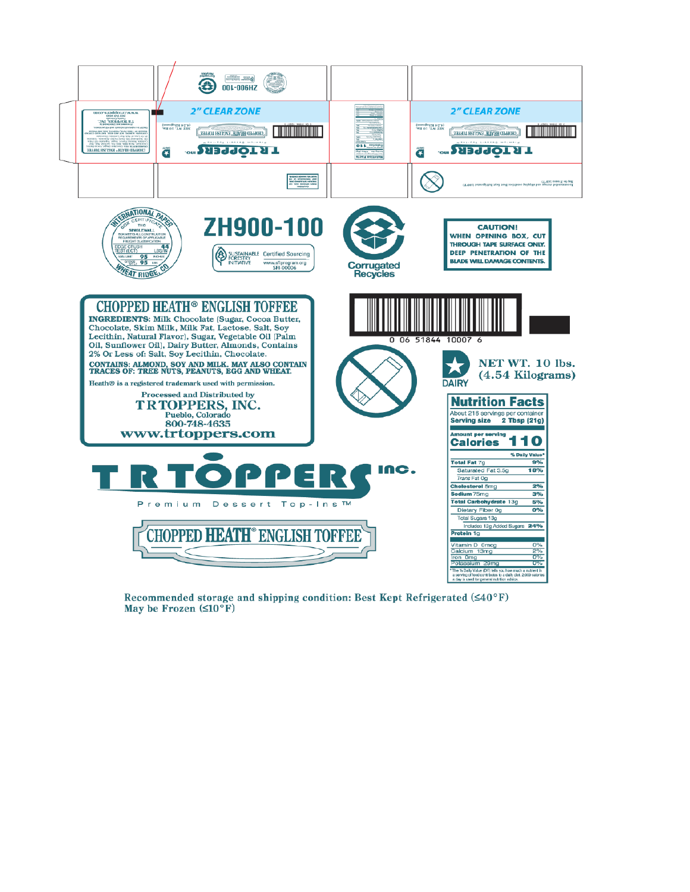2" CLEAR ZONE

2" CLEAR ZONE

INTERNATIONAL PAPER
BOX CERTIFICATE
THIS
SINGLEWALL
BOX MEETS ALL CONSTRUCTION REQUIREMENTS OF APPLICABLE FREIGHT CLASSIFICATION
EDGE CRUSH TEST (ECT) 44 LBS/IN
SIZE LIMIT 95 INCHES
GROSS WT. LT. 95 LBS
WHEAT RIDGE, CO

# ZH900-100

SUSTAINABLE FORESTRY INITIATIVE
Certified Sourcing
www.sfiprogram.org
SFI-00006

Corrugated Recycles

**CAUTION!**
**WHEN OPENING BOX, CUT THROUGH TAPE SURFACE ONLY. DEEP PENETRATION OF THE BLADE WILL DAMAGE CONTENTS.**

## CHOPPED HEATH® ENGLISH TOFFEE

**INGREDIENTS:** Milk Chocolate (Sugar, Cocoa Butter, Chocolate, Skim Milk, Milk Fat, Lactose, Salt, Soy Lecithin, Natural Flavor), Sugar, Vegetable Oil (Palm Oil, Sunflower Oil), Dairy Butter, Almonds, Contains 2% Or Less of: Salt, Soy Lecithin, Chocolate.

**CONTAINS: ALMOND, SOY AND MILK. MAY ALSO CONTAIN TRACES OF: TREE NUTS, PEANUTS, EGG AND WHEAT.**

Heath® is a registered trademark used with permission.

Processed and Distributed by
**T R TOPPERS, INC.**
Pueblo, Colorado
800-748-4635
www.trtoppers.com

0 06 51844 10007 6

DAIRY

**NET WT. 10 lbs. (4.54 Kilograms)**

## Nutrition Facts

About 216 servings per container
**Serving size 2 Tbsp (21g)**

| Amount per serving | |
|---|---|
| **Calories** | **110** |
| | **% Daily Value*** |
| **Total Fat** 7g | **9%** |
| Saturated Fat 3.5g | **18%** |
| *Trans* Fat 0g | |
| **Cholesterol** 5mg | **2%** |
| **Sodium** 75mg | **3%** |
| **Total Carbohydrate** 13g | **5%** |
| Dietary Fiber 0g | **0%** |
| Total Sugars 13g | |
| Includes 12g Added Sugars | **24%** |
| **Protein** 1g | |
| Vitamin D 0mcg | 0% |
| Calcium 13mg | 2% |
| Iron 0mg | 0% |
| Potassium 29mg | 0% |

*The % Daily Value (DV) tells you how much a nutrient in a serving of food contributes to a daily diet. 2000 calories a day is used for general nutrition advice.

**T R TOPPERS Inc.**
Premium Dessert Top-Ins™

**CHOPPED HEATH® ENGLISH TOFFEE**

Recommended storage and shipping condition: Best Kept Refrigerated (≤40°F)
May be Frozen (≤10°F)